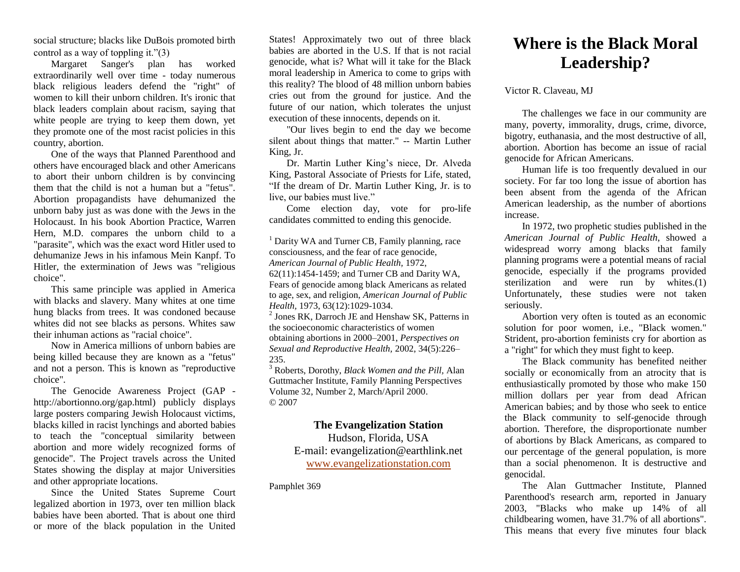social structure; blacks like DuBois promoted birth control as a way of toppling it."(3)

Margaret Sanger's plan has worked extraordinarily well over time - today numerous black religious leaders defend the "right" of women to kill their unborn children. It's ironic that black leaders complain about racism, saying that white people are trying to keep them down, yet they promote one of the most racist policies in this country, abortion.

One of the ways that Planned Parenthood and others have encouraged black and other Americans to abort their unborn children is by convincing them that the child is not a human but a "fetus". Abortion propagandists have dehumanized the unborn baby just as was done with the Jews in the Holocaust. In his book Abortion Practice, Warren Hern, M.D. compares the unborn child to a "parasite", which was the exact word Hitler used to dehumanize Jews in his infamous Mein Kanpf. To Hitler, the extermination of Jews was "religious choice".

This same principle was applied in America with blacks and slavery. Many whites at one time hung blacks from trees. It was condoned because whites did not see blacks as persons. Whites saw their inhuman actions as "racial choice".

Now in America millions of unborn babies are being killed because they are known as a "fetus" and not a person. This is known as "reproductive choice".

The Genocide Awareness Project (GAP - http://abortionno.org/gap.html) publicly displays large posters comparing Jewish Holocaust victims, blacks killed in racist lynchings and aborted babies to teach the "conceptual similarity between abortion and more widely recognized forms of genocide". The Project travels across the United States showing the display at major Universities and other appropriate locations.

Since the United States Supreme Court legalized abortion in 1973, over ten million black babies have been aborted. That is about one third or more of the black population in the United States! Approximately two out of three black babies are aborted in the U.S. If that is not racial genocide, what is? What will it take for the Black moral leadership in America to come to grips with this reality? The blood of 48 million unborn babies cries out from the ground for justice. And the future of our nation, which tolerates the unjust execution of these innocents, depends on it.

"Our lives begin to end the day we become silent about things that matter." -- Martin Luther King, Jr.

Dr. Martin Luther King's niece, Dr. Alveda King, Pastoral Associate of Priests for Life, stated, "If the dream of Dr. Martin Luther King, Jr. is to live, our babies must live."

Come election day, vote for pro-life candidates committed to ending this genocide.

[1] Darity WA and Turner CB, Family planning, race consciousness, and the fear of race genocide, *American Journal of Public Health,* 1972, 62(11):1454-1459; and Turner CB and Darity WA, Fears of genocide among black Americans as related to age, sex, and religion, *American Journal of Public Health,* 1973, 63(12):1029-1034.

[2] Jones RK, Darroch JE and Henshaw SK, Patterns in the socioeconomic characteristics of women obtaining abortions in 2000–2001, *Perspectives on Sexual and Reproductive Health,* 2002, 34(5):226–235.

[3] Roberts, Dorothy, *Black Women and the Pill,* Alan Guttmacher Institute, Family Planning Perspectives Volume 32, Number 2, March/April 2000.

© 2007

**The Evangelization Station**
Hudson, Florida, USA
E-mail: evangelization@earthlink.net
www.evangelizationstation.com

Pamphlet 369

# Where is the Black Moral Leadership?

Victor R. Claveau, MJ

The challenges we face in our community are many, poverty, immorality, drugs, crime, divorce, bigotry, euthanasia, and the most destructive of all, abortion. Abortion has become an issue of racial genocide for African Americans.

Human life is too frequently devalued in our society. For far too long the issue of abortion has been absent from the agenda of the African American leadership, as the number of abortions increase.

In 1972, two prophetic studies published in the *American Journal of Public Health*, showed a widespread worry among blacks that family planning programs were a potential means of racial genocide, especially if the programs provided sterilization and were run by whites.(1) Unfortunately, these studies were not taken seriously.

Abortion very often is touted as an economic solution for poor women, i.e., "Black women." Strident, pro-abortion feminists cry for abortion as a "right" for which they must fight to keep.

The Black community has benefited neither socially or economically from an atrocity that is enthusiastically promoted by those who make 150 million dollars per year from dead African American babies; and by those who seek to entice the Black community to self-genocide through abortion. Therefore, the disproportionate number of abortions by Black Americans, as compared to our percentage of the general population, is more than a social phenomenon. It is destructive and genocidal.

The Alan Guttmacher Institute, Planned Parenthood's research arm, reported in January 2003, "Blacks who make up 14% of all childbearing women, have 31.7% of all abortions". This means that every five minutes four black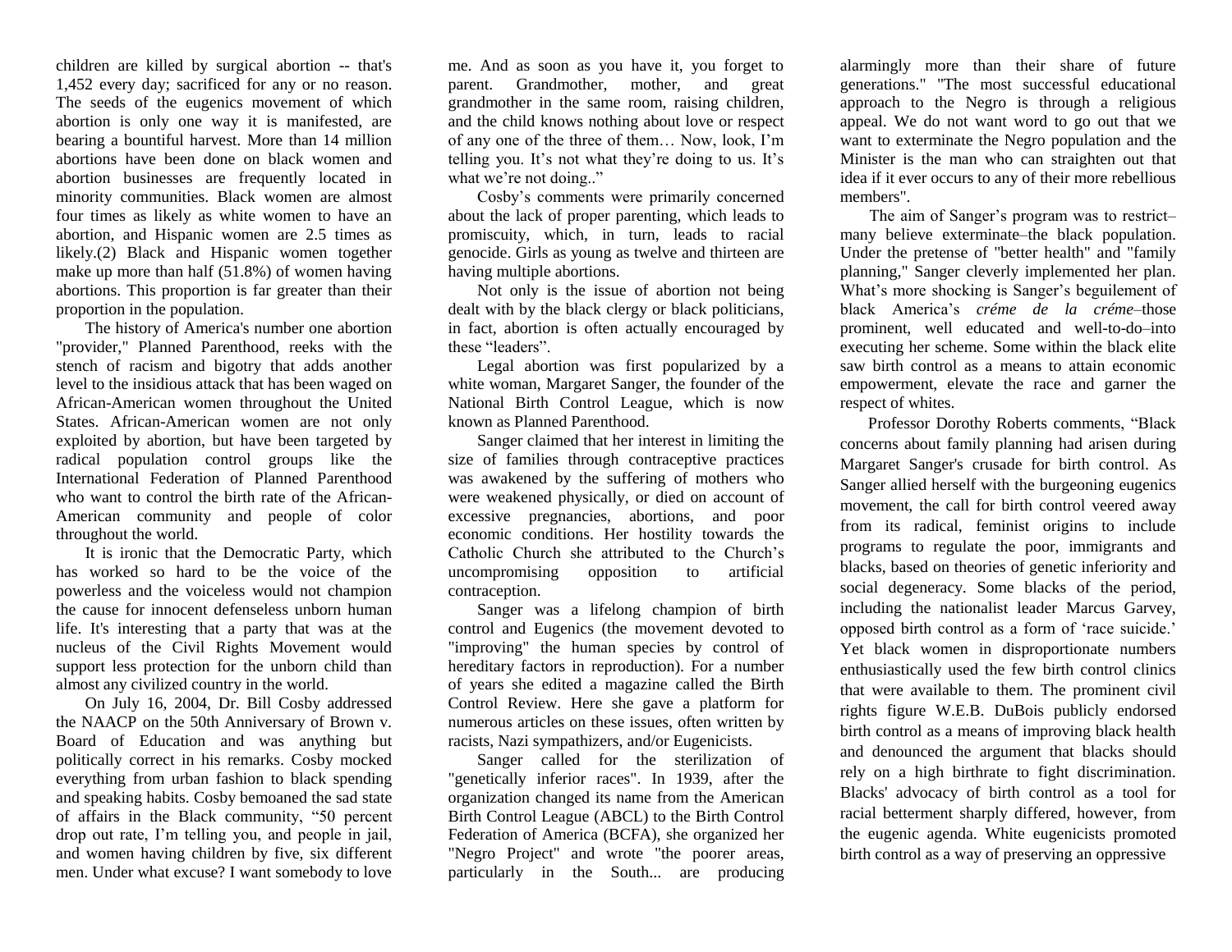children are killed by surgical abortion -- that's 1,452 every day; sacrificed for any or no reason. The seeds of the eugenics movement of which abortion is only one way it is manifested, are bearing a bountiful harvest. More than 14 million abortions have been done on black women and abortion businesses are frequently located in minority communities. Black women are almost four times as likely as white women to have an abortion, and Hispanic women are 2.5 times as likely.(2) Black and Hispanic women together make up more than half (51.8%) of women having abortions. This proportion is far greater than their proportion in the population.

The history of America's number one abortion "provider," Planned Parenthood, reeks with the stench of racism and bigotry that adds another level to the insidious attack that has been waged on African-American women throughout the United States. African-American women are not only exploited by abortion, but have been targeted by radical population control groups like the International Federation of Planned Parenthood who want to control the birth rate of the African-American community and people of color throughout the world.

It is ironic that the Democratic Party, which has worked so hard to be the voice of the powerless and the voiceless would not champion the cause for innocent defenseless unborn human life. It's interesting that a party that was at the nucleus of the Civil Rights Movement would support less protection for the unborn child than almost any civilized country in the world.

On July 16, 2004, Dr. Bill Cosby addressed the NAACP on the 50th Anniversary of Brown v. Board of Education and was anything but politically correct in his remarks. Cosby mocked everything from urban fashion to black spending and speaking habits. Cosby bemoaned the sad state of affairs in the Black community, "50 percent drop out rate, I'm telling you, and people in jail, and women having children by five, six different men. Under what excuse? I want somebody to love me. And as soon as you have it, you forget to parent. Grandmother, mother, and great grandmother in the same room, raising children, and the child knows nothing about love or respect of any one of the three of them… Now, look, I'm telling you. It's not what they're doing to us. It's what we're not doing.."

Cosby's comments were primarily concerned about the lack of proper parenting, which leads to promiscuity, which, in turn, leads to racial genocide. Girls as young as twelve and thirteen are having multiple abortions.

Not only is the issue of abortion not being dealt with by the black clergy or black politicians, in fact, abortion is often actually encouraged by these "leaders".

Legal abortion was first popularized by a white woman, Margaret Sanger, the founder of the National Birth Control League, which is now known as Planned Parenthood.

Sanger claimed that her interest in limiting the size of families through contraceptive practices was awakened by the suffering of mothers who were weakened physically, or died on account of excessive pregnancies, abortions, and poor economic conditions. Her hostility towards the Catholic Church she attributed to the Church's uncompromising opposition to artificial contraception.

Sanger was a lifelong champion of birth control and Eugenics (the movement devoted to "improving" the human species by control of hereditary factors in reproduction). For a number of years she edited a magazine called the Birth Control Review. Here she gave a platform for numerous articles on these issues, often written by racists, Nazi sympathizers, and/or Eugenicists.

Sanger called for the sterilization of "genetically inferior races". In 1939, after the organization changed its name from the American Birth Control League (ABCL) to the Birth Control Federation of America (BCFA), she organized her "Negro Project" and wrote "the poorer areas, particularly in the South... are producing alarmingly more than their share of future generations." "The most successful educational approach to the Negro is through a religious appeal. We do not want word to go out that we want to exterminate the Negro population and the Minister is the man who can straighten out that idea if it ever occurs to any of their more rebellious members".

The aim of Sanger's program was to restrict–many believe exterminate–the black population. Under the pretense of "better health" and "family planning," Sanger cleverly implemented her plan. What's more shocking is Sanger's beguilement of black America's *créme de la créme*–those prominent, well educated and well-to-do–into executing her scheme. Some within the black elite saw birth control as a means to attain economic empowerment, elevate the race and garner the respect of whites.

Professor Dorothy Roberts comments, "Black concerns about family planning had arisen during Margaret Sanger's crusade for birth control. As Sanger allied herself with the burgeoning eugenics movement, the call for birth control veered away from its radical, feminist origins to include programs to regulate the poor, immigrants and blacks, based on theories of genetic inferiority and social degeneracy. Some blacks of the period, including the nationalist leader Marcus Garvey, opposed birth control as a form of 'race suicide.' Yet black women in disproportionate numbers enthusiastically used the few birth control clinics that were available to them. The prominent civil rights figure W.E.B. DuBois publicly endorsed birth control as a means of improving black health and denounced the argument that blacks should rely on a high birthrate to fight discrimination. Blacks' advocacy of birth control as a tool for racial betterment sharply differed, however, from the eugenic agenda. White eugenicists promoted birth control as a way of preserving an oppressive